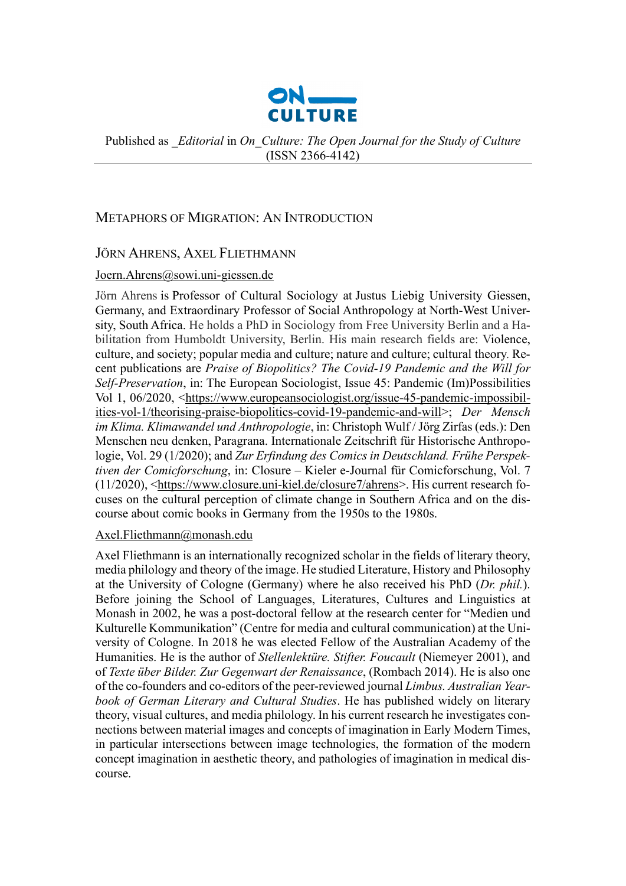Published as *_Editorial* in *On_Culture: The Open Journal for the Study of Culture* (ISSN 2366-4142)

# Metaphors of Migration: An Introduction

## Jörn Ahrens, Axel Fliethmann

Joern.Ahrens@sowi.uni-giessen.de

Jörn Ahrens is Professor of Cultural Sociology at Justus Liebig University Giessen, Germany, and Extraordinary Professor of Social Anthropology at North-West University, South Africa. He holds a PhD in Sociology from Free University Berlin and a Habilitation from Humboldt University, Berlin. His main research fields are: Violence, culture, and society; popular media and culture; nature and culture; cultural theory. Recent publications are *Praise of Biopolitics? The Covid-19 Pandemic and the Will for Self-Preservation*, in: The European Sociologist, Issue 45: Pandemic (Im)Possibilities Vol 1, 06/2020, <https://www.europeansociologist.org/issue-45-pandemic-impossibilities-vol-1/theorising-praise-biopolitics-covid-19-pandemic-and-will>; *Der Mensch im Klima. Klimawandel und Anthropologie*, in: Christoph Wulf / Jörg Zirfas (eds.): Den Menschen neu denken, Paragrana. Internationale Zeitschrift für Historische Anthropologie, Vol. 29 (1/2020); and *Zur Erfindung des Comics in Deutschland. Frühe Perspektiven der Comicforschung*, in: Closure – Kieler e-Journal für Comicforschung, Vol. 7 (11/2020), <https://www.closure.uni-kiel.de/closure7/ahrens>. His current research focuses on the cultural perception of climate change in Southern Africa and on the discourse about comic books in Germany from the 1950s to the 1980s.

Axel.Fliethmann@monash.edu

Axel Fliethmann is an internationally recognized scholar in the fields of literary theory, media philology and theory of the image. He studied Literature, History and Philosophy at the University of Cologne (Germany) where he also received his PhD (*Dr. phil.*). Before joining the School of Languages, Literatures, Cultures and Linguistics at Monash in 2002, he was a post-doctoral fellow at the research center for "Medien und Kulturelle Kommunikation" (Centre for media and cultural communication) at the University of Cologne. In 2018 he was elected Fellow of the Australian Academy of the Humanities. He is the author of *Stellenlektüre. Stifter. Foucault* (Niemeyer 2001), and of *Texte über Bilder. Zur Gegenwart der Renaissance*, (Rombach 2014). He is also one of the co-founders and co-editors of the peer-reviewed journal *Limbus. Australian Yearbook of German Literary and Cultural Studies*. He has published widely on literary theory, visual cultures, and media philology. In his current research he investigates connections between material images and concepts of imagination in Early Modern Times, in particular intersections between image technologies, the formation of the modern concept imagination in aesthetic theory, and pathologies of imagination in medical discourse.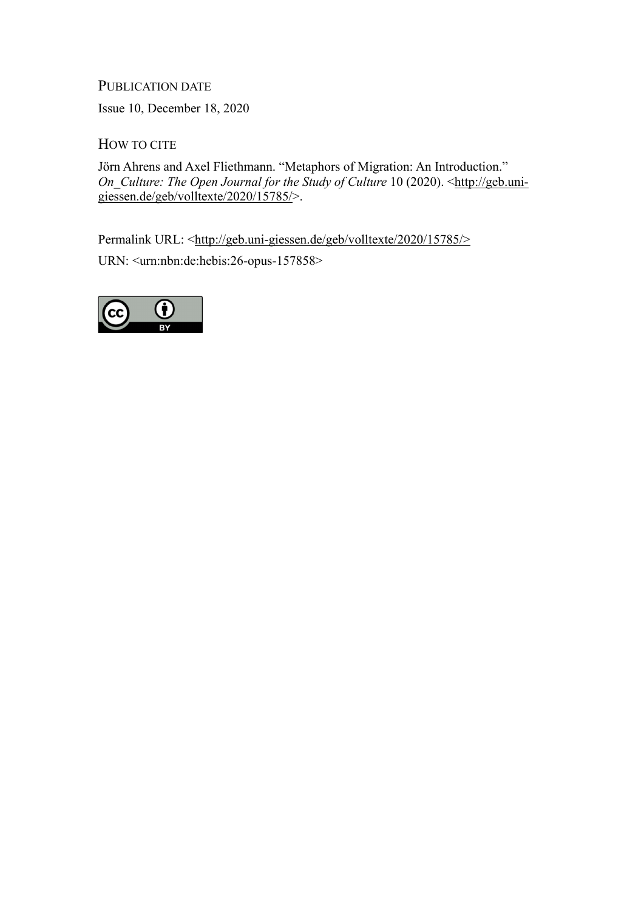PUBLICATION DATE

Issue 10, December 18, 2020

HOW TO CITE

Jörn Ahrens and Axel Fliethmann. "Metaphors of Migration: An Introduction." *On_Culture: The Open Journal for the Study of Culture* 10 (2020). <http://geb.uni-giessen.de/geb/volltexte/2020/15785/>.

Permalink URL: <http://geb.uni-giessen.de/geb/volltexte/2020/15785/>

URN: <urn:nbn:de:hebis:26-opus-157858>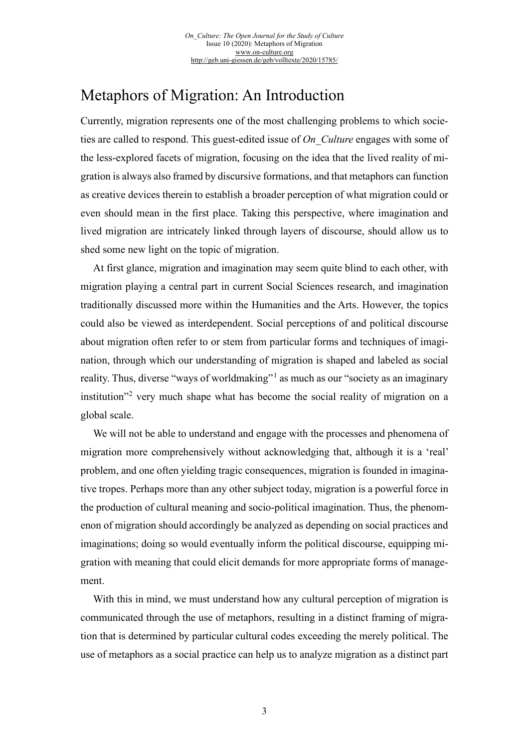# Metaphors of Migration: An Introduction

Currently, migration represents one of the most challenging problems to which societies are called to respond. This guest-edited issue of *On_Culture* engages with some of the less-explored facets of migration, focusing on the idea that the lived reality of migration is always also framed by discursive formations, and that metaphors can function as creative devices therein to establish a broader perception of what migration could or even should mean in the first place. Taking this perspective, where imagination and lived migration are intricately linked through layers of discourse, should allow us to shed some new light on the topic of migration.

At first glance, migration and imagination may seem quite blind to each other, with migration playing a central part in current Social Sciences research, and imagination traditionally discussed more within the Humanities and the Arts. However, the topics could also be viewed as interdependent. Social perceptions of and political discourse about migration often refer to or stem from particular forms and techniques of imagination, through which our understanding of migration is shaped and labeled as social reality. Thus, diverse "ways of worldmaking"[1] as much as our "society as an imaginary institution"[2] very much shape what has become the social reality of migration on a global scale.

We will not be able to understand and engage with the processes and phenomena of migration more comprehensively without acknowledging that, although it is a 'real' problem, and one often yielding tragic consequences, migration is founded in imaginative tropes. Perhaps more than any other subject today, migration is a powerful force in the production of cultural meaning and socio-political imagination. Thus, the phenomenon of migration should accordingly be analyzed as depending on social practices and imaginations; doing so would eventually inform the political discourse, equipping migration with meaning that could elicit demands for more appropriate forms of management.

With this in mind, we must understand how any cultural perception of migration is communicated through the use of metaphors, resulting in a distinct framing of migration that is determined by particular cultural codes exceeding the merely political. The use of metaphors as a social practice can help us to analyze migration as a distinct part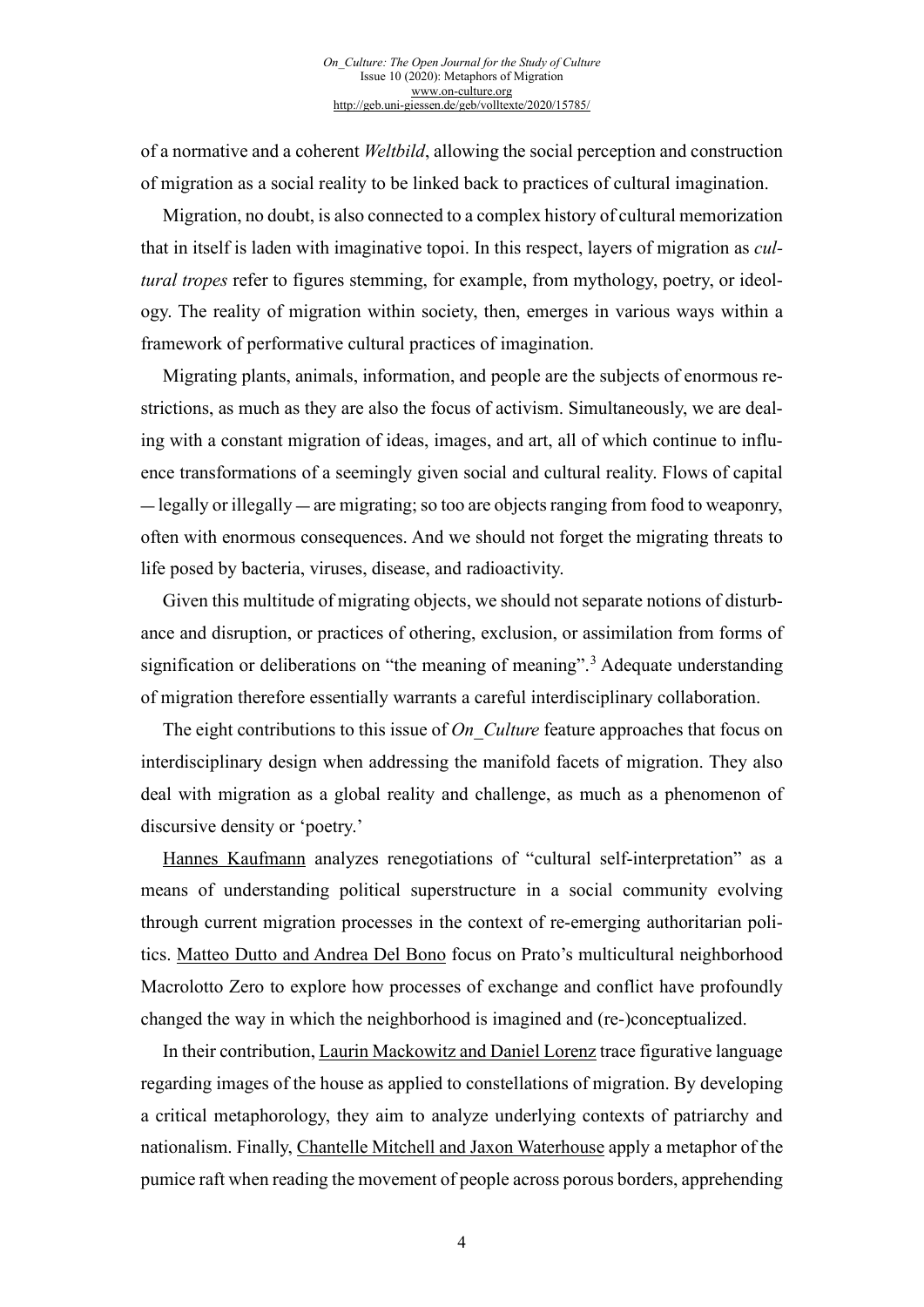of a normative and a coherent *Weltbild*, allowing the social perception and construction of migration as a social reality to be linked back to practices of cultural imagination.

Migration, no doubt, is also connected to a complex history of cultural memorization that in itself is laden with imaginative topoi. In this respect, layers of migration as *cultural tropes* refer to figures stemming, for example, from mythology, poetry, or ideology. The reality of migration within society, then, emerges in various ways within a framework of performative cultural practices of imagination.

Migrating plants, animals, information, and people are the subjects of enormous restrictions, as much as they are also the focus of activism. Simultaneously, we are dealing with a constant migration of ideas, images, and art, all of which continue to influence transformations of a seemingly given social and cultural reality. Flows of capital — legally or illegally — are migrating; so too are objects ranging from food to weaponry, often with enormous consequences. And we should not forget the migrating threats to life posed by bacteria, viruses, disease, and radioactivity.

Given this multitude of migrating objects, we should not separate notions of disturbance and disruption, or practices of othering, exclusion, or assimilation from forms of signification or deliberations on "the meaning of meaning".[3] Adequate understanding of migration therefore essentially warrants a careful interdisciplinary collaboration.

The eight contributions to this issue of *On_Culture* feature approaches that focus on interdisciplinary design when addressing the manifold facets of migration. They also deal with migration as a global reality and challenge, as much as a phenomenon of discursive density or 'poetry.'

Hannes Kaufmann analyzes renegotiations of "cultural self-interpretation" as a means of understanding political superstructure in a social community evolving through current migration processes in the context of re-emerging authoritarian politics. Matteo Dutto and Andrea Del Bono focus on Prato's multicultural neighborhood Macrolotto Zero to explore how processes of exchange and conflict have profoundly changed the way in which the neighborhood is imagined and (re-)conceptualized.

In their contribution, Laurin Mackowitz and Daniel Lorenz trace figurative language regarding images of the house as applied to constellations of migration. By developing a critical metaphorology, they aim to analyze underlying contexts of patriarchy and nationalism. Finally, Chantelle Mitchell and Jaxon Waterhouse apply a metaphor of the pumice raft when reading the movement of people across porous borders, apprehending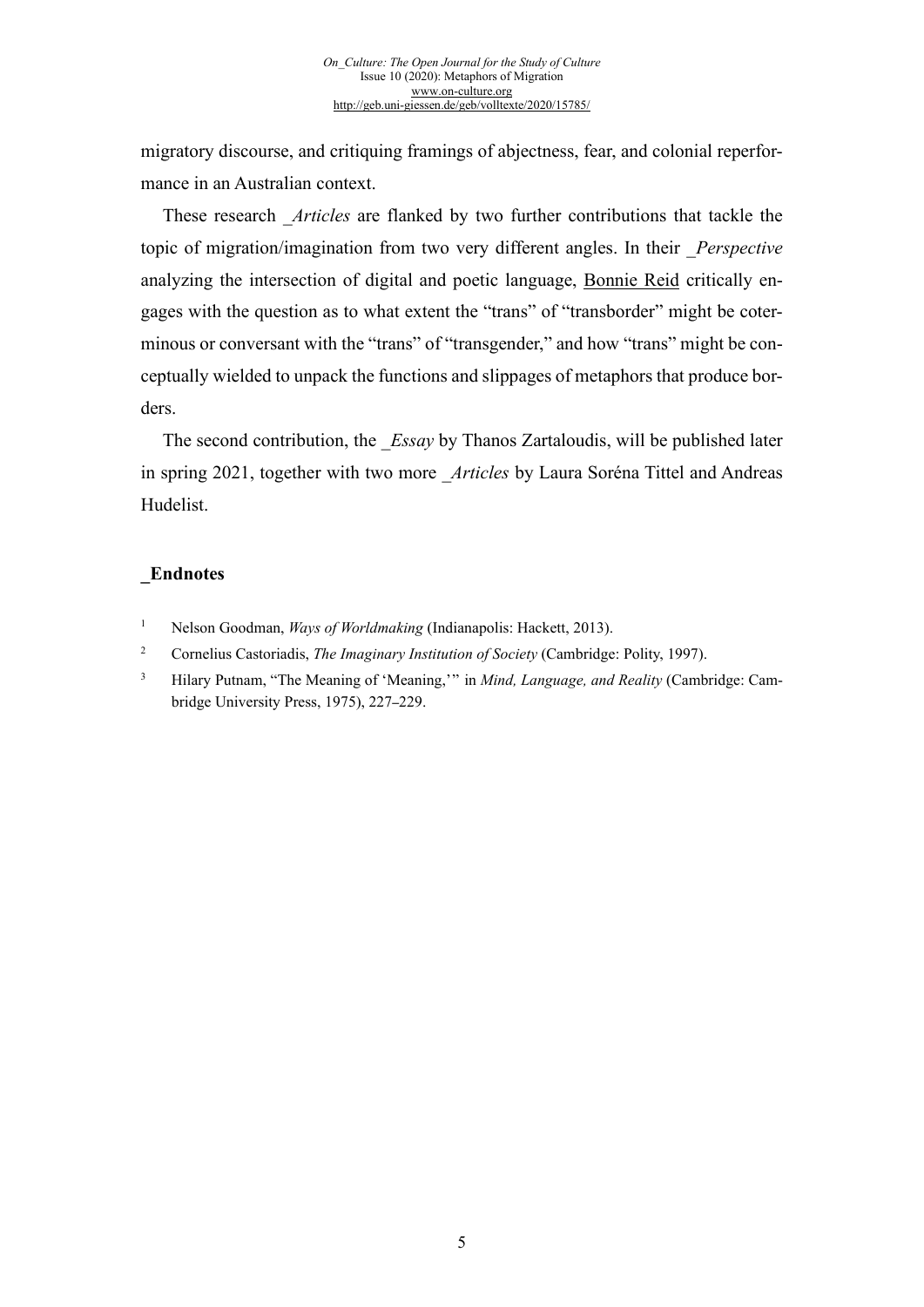migratory discourse, and critiquing framings of abjectness, fear, and colonial reperformance in an Australian context.

These research *_Articles* are flanked by two further contributions that tackle the topic of migration/imagination from two very different angles. In their *_Perspective* analyzing the intersection of digital and poetic language, Bonnie Reid critically engages with the question as to what extent the "trans" of "transborder" might be coterminous or conversant with the "trans" of "transgender," and how "trans" might be conceptually wielded to unpack the functions and slippages of metaphors that produce borders.

The second contribution, the *_Essay* by Thanos Zartaloudis, will be published later in spring 2021, together with two more *_Articles* by Laura Soréna Tittel and Andreas Hudelist.

## _Endnotes

1. Nelson Goodman, *Ways of Worldmaking* (Indianapolis: Hackett, 2013).
2. Cornelius Castoriadis, *The Imaginary Institution of Society* (Cambridge: Polity, 1997).
3. Hilary Putnam, "The Meaning of 'Meaning,'" in *Mind, Language, and Reality* (Cambridge: Cambridge University Press, 1975), 227–229.